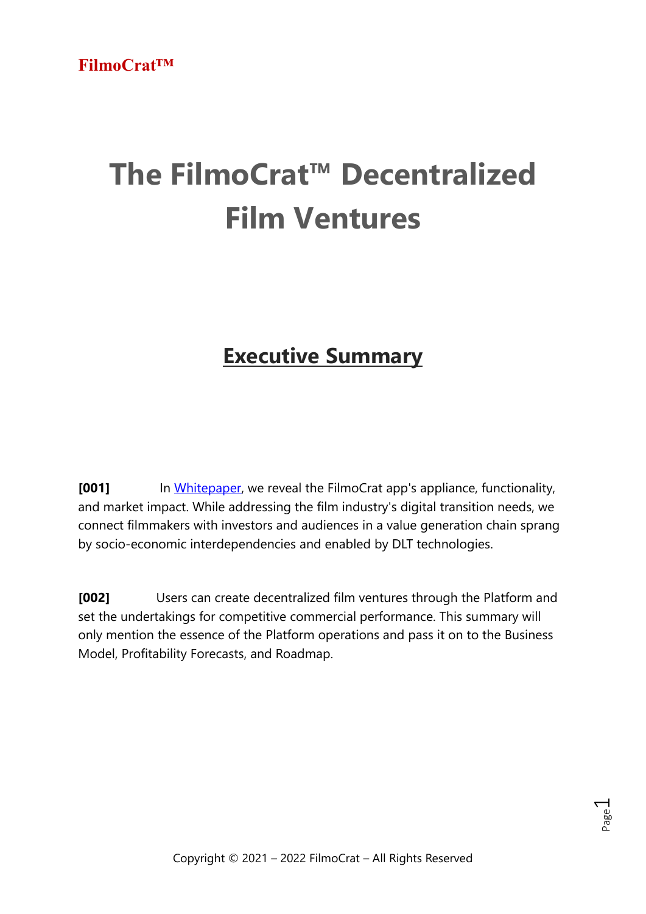**FilmoCrat™**

# The FilmoCrat™ Decentralized Film Ventures

## Executive Summary

**[001]** In Whitepaper, we reveal the FilmoCrat app's appliance, functionality, and market impact. While addressing the film industry's digital transition needs, we connect filmmakers with investors and audiences in a value generation chain sprang by socio-economic interdependencies and enabled by DLT technologies.

**[002]** Users can create decentralized film ventures through the Platform and set the undertakings for competitive commercial performance. This summary will only mention the essence of the Platform operations and pass it on to the Business Model, Profitability Forecasts, and Roadmap.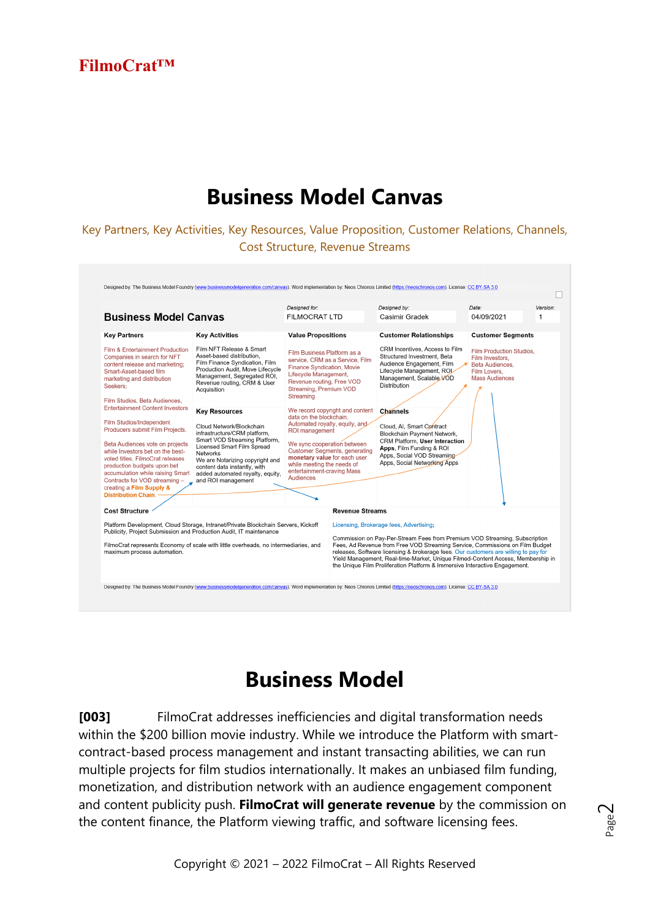**FilmoCrat™**

# Business Model Canvas

Key Partners, Key Activities, Key Resources, Value Proposition, Customer Relations, Channels, Cost Structure, Revenue Streams

Designed by: The Business Model Foundry (www.businessmodelgeneration.com/canvas). Word implementation by: Neos Chronos Limited (https://neoschronos.com). License: CC BY-SA 3.0

**Business Model Canvas**

| Designed for: | Designed by: | Date: | Version: |
|---|---|---|---|
| FILMOCRAT LTD | Casimir Gradek | 04/09/2021 | 1 |

**Key Partners**

Film & Entertainment Production Companies in search for NFT content release and marketing; Smart-Asset-based film marketing and distribution Seekers;

Film Studios, Beta Audiences, Entertainment Content Investors

Film Studios/Independent Producers submit Film Projects.

Beta Audiences vote on projects while Investors bet on the best-voted titles. FilmoCrat releases production budgets upon bet accumulation while raising Smart Contracts for VOD streaming – creating a **Film Supply & Distribution Chain.**

**Key Activities**

Film NFT Release & Smart Asset-based distribution, Film Finance Syndication, Film Production Audit, Move Lifecycle Management, Segregated ROI, Revenue routing, CRM & User Acquisition

**Key Resources**

Cloud Network/Blockchain infrastructure/CRM platform, Smart VOD Streaming Platform, Licensed Smart Film Spread Networks

We are Notarizing copyright and content data instantly, with added automated royalty, equity, and ROI management

**Value Propositions**

Film Business Platform as a service, CRM as a Service, Film Finance Syndication, Movie Lifecycle Management, Revenue routing, Free VOD Streaming, Premium VOD Streaming

We record copyright and content data on the blockchain. Automated royalty, equity, and ROI management

We sync cooperation between Customer Segments, generating **monetary value** for each user while meeting the needs of entertainment-craving Mass Audiences

**Customer Relationships**

CRM Incentives, Access to Film Structured Investment, Beta Audience Engagement, Film Lifecycle Management, ROI Management, Scalable VOD Distribution

**Channels**

Cloud, AI, Smart Contract Blockchain Payment Network, CRM Platform, **User Interaction Apps**, Film Funding & ROI Apps, Social VOD Streaming Apps, Social Networking Apps

**Customer Segments**

Film Production Studios, Film Investors, Beta Audiences, Film Lovers, Mass Audiences

**Cost Structure**

Platform Development, Cloud Storage, Intranet/Private Blockchain Servers, Kickoff Publicity, Project Submission and Production Audit, IT maintenance

FilmoCrat represents Economy of scale with little overheads, no intermediaries, and maximum process automation.

**Revenue Streams**

Licensing, Brokerage fees, Advertising;

Commission on Pay-Per-Stream Fees from Premium VOD Streaming, Subscription Fees, Ad Revenue from Free VOD Streaming Service, Commissions on Film Budget releases, Software licensing & brokerage fees. Our customers are willing to pay for Yield Management, Real-time-Market, Unique Filmed-Content Access, Membership in the Unique Film Proliferation Platform & Immersive Interactive Engagement.

Designed by: The Business Model Foundry (www.businessmodelgeneration.com/canvas). Word implementation by: Neos Chronos Limited (https://neoschronos.com). License: CC BY-SA 3.0

# Business Model

**[003]** FilmoCrat addresses inefficiencies and digital transformation needs within the $200 billion movie industry. While we introduce the Platform with smart-contract-based process management and instant transacting abilities, we can run multiple projects for film studios internationally. It makes an unbiased film funding, monetization, and distribution network with an audience engagement component and content publicity push. **FilmoCrat will generate revenue** by the commission on the content finance, the Platform viewing traffic, and software licensing fees.

Copyright © 2021 – 2022 FilmoCrat – All Rights Reserved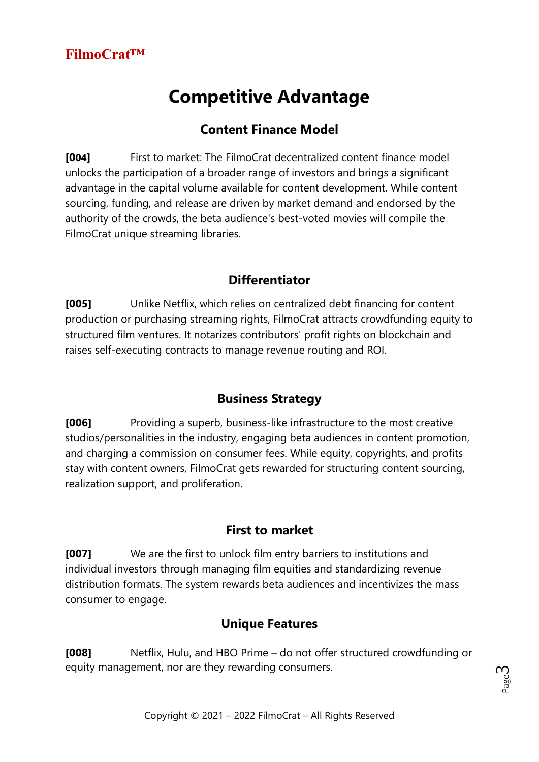# Competitive Advantage

## Content Finance Model

**[004]** First to market: The FilmoCrat decentralized content finance model unlocks the participation of a broader range of investors and brings a significant advantage in the capital volume available for content development. While content sourcing, funding, and release are driven by market demand and endorsed by the authority of the crowds, the beta audience's best-voted movies will compile the FilmoCrat unique streaming libraries.

## Differentiator

**[005]** Unlike Netflix, which relies on centralized debt financing for content production or purchasing streaming rights, FilmoCrat attracts crowdfunding equity to structured film ventures. It notarizes contributors' profit rights on blockchain and raises self-executing contracts to manage revenue routing and ROI.

## Business Strategy

**[006]** Providing a superb, business-like infrastructure to the most creative studios/personalities in the industry, engaging beta audiences in content promotion, and charging a commission on consumer fees. While equity, copyrights, and profits stay with content owners, FilmoCrat gets rewarded for structuring content sourcing, realization support, and proliferation.

## First to market

**[007]** We are the first to unlock film entry barriers to institutions and individual investors through managing film equities and standardizing revenue distribution formats. The system rewards beta audiences and incentivizes the mass consumer to engage.

## Unique Features

**[008]** Netflix, Hulu, and HBO Prime – do not offer structured crowdfunding or equity management, nor are they rewarding consumers.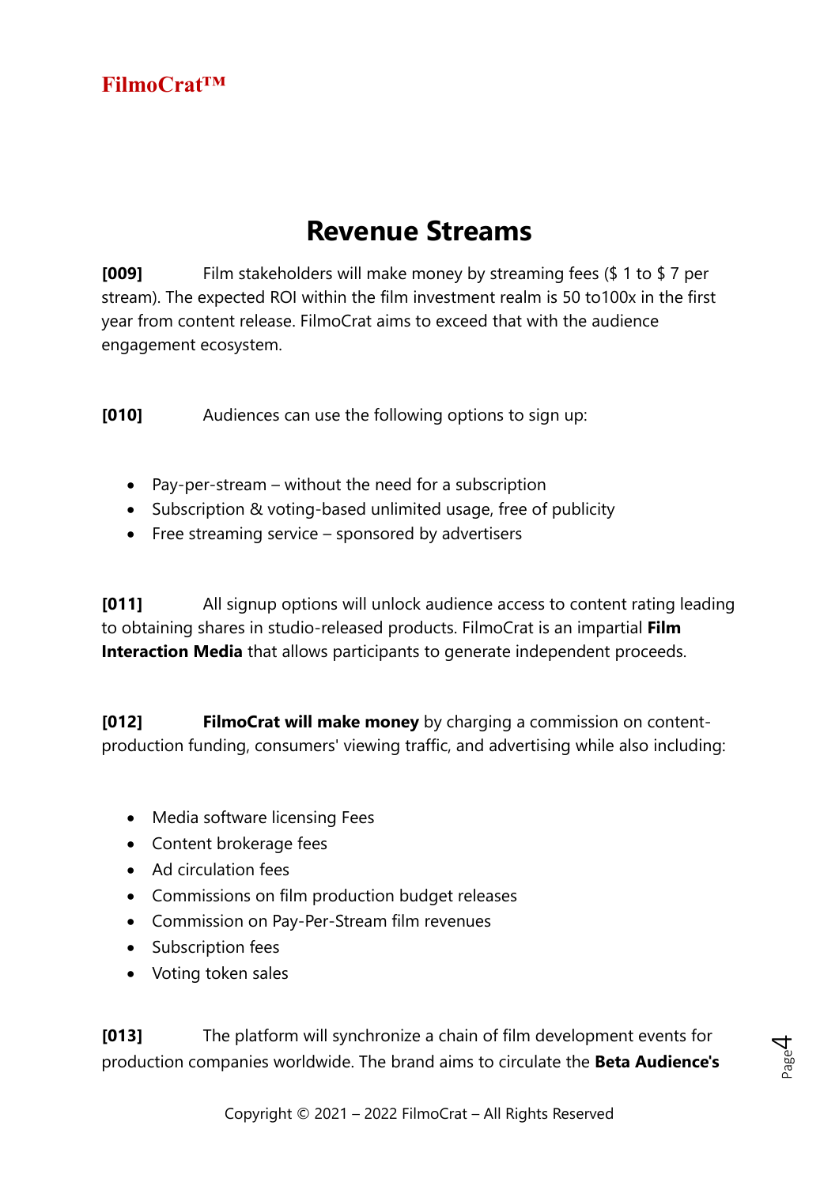# Revenue Streams

**[009]** Film stakeholders will make money by streaming fees ($ 1 to $ 7 per stream). The expected ROI within the film investment realm is 50 to100x in the first year from content release. FilmoCrat aims to exceed that with the audience engagement ecosystem.

**[010]** Audiences can use the following options to sign up:

- Pay-per-stream – without the need for a subscription
- Subscription & voting-based unlimited usage, free of publicity
- Free streaming service – sponsored by advertisers

**[011]** All signup options will unlock audience access to content rating leading to obtaining shares in studio-released products. FilmoCrat is an impartial **Film Interaction Media** that allows participants to generate independent proceeds.

**[012]** **FilmoCrat will make money** by charging a commission on content-production funding, consumers' viewing traffic, and advertising while also including:

- Media software licensing Fees
- Content brokerage fees
- Ad circulation fees
- Commissions on film production budget releases
- Commission on Pay-Per-Stream film revenues
- Subscription fees
- Voting token sales

**[013]** The platform will synchronize a chain of film development events for production companies worldwide. The brand aims to circulate the **Beta Audience's**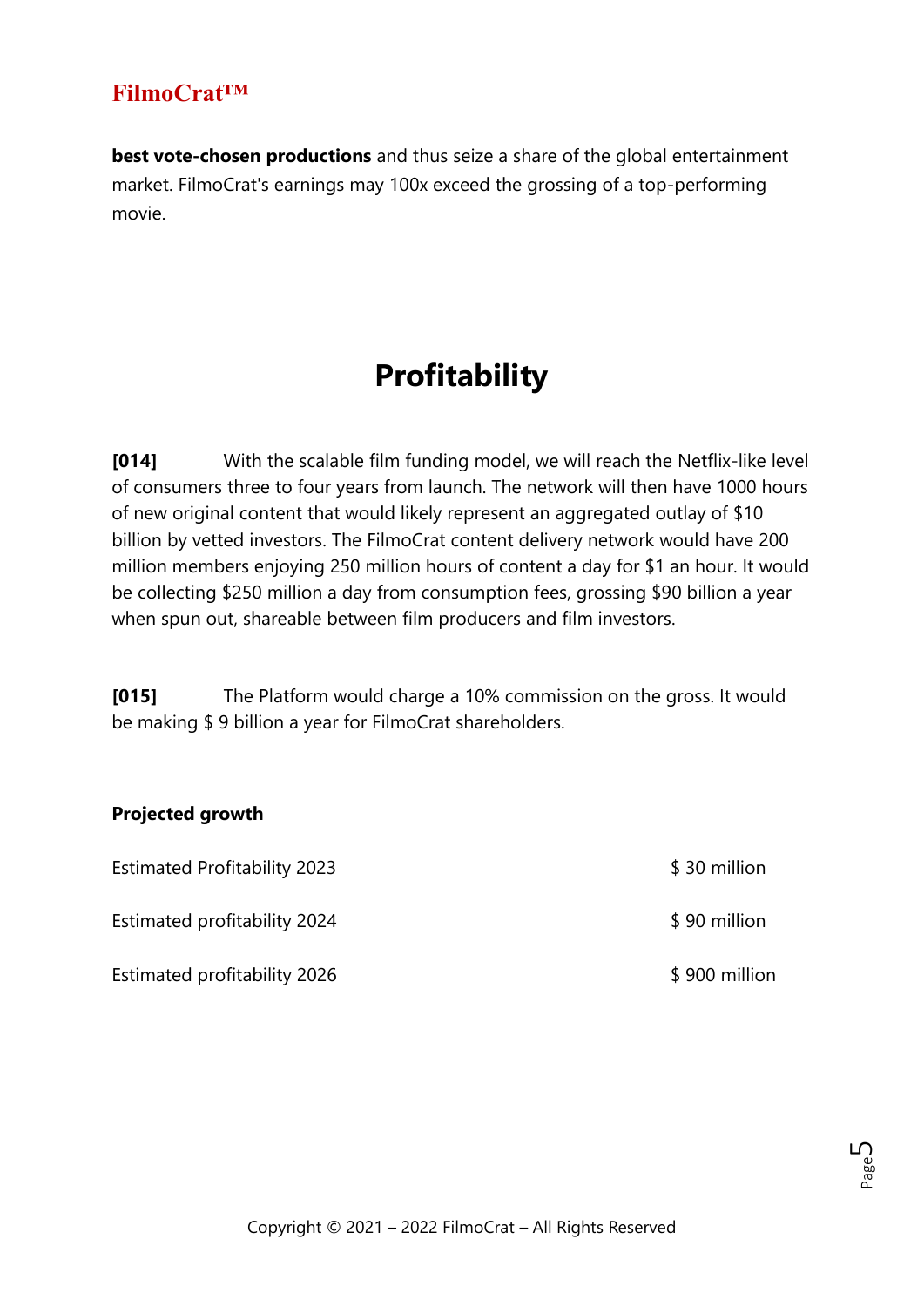**best vote-chosen productions** and thus seize a share of the global entertainment market. FilmoCrat's earnings may 100x exceed the grossing of a top-performing movie.

# Profitability

**[014]** With the scalable film funding model, we will reach the Netflix-like level of consumers three to four years from launch. The network will then have 1000 hours of new original content that would likely represent an aggregated outlay of $10 billion by vetted investors. The FilmoCrat content delivery network would have 200 million members enjoying 250 million hours of content a day for $1 an hour. It would be collecting $250 million a day from consumption fees, grossing $90 billion a year when spun out, shareable between film producers and film investors.

**[015]** The Platform would charge a 10% commission on the gross. It would be making $ 9 billion a year for FilmoCrat shareholders.

**Projected growth**

| | |
|---|---|
| Estimated Profitability 2023 | $ 30 million |
| Estimated profitability 2024 | $ 90 million |
| Estimated profitability 2026 | $ 900 million |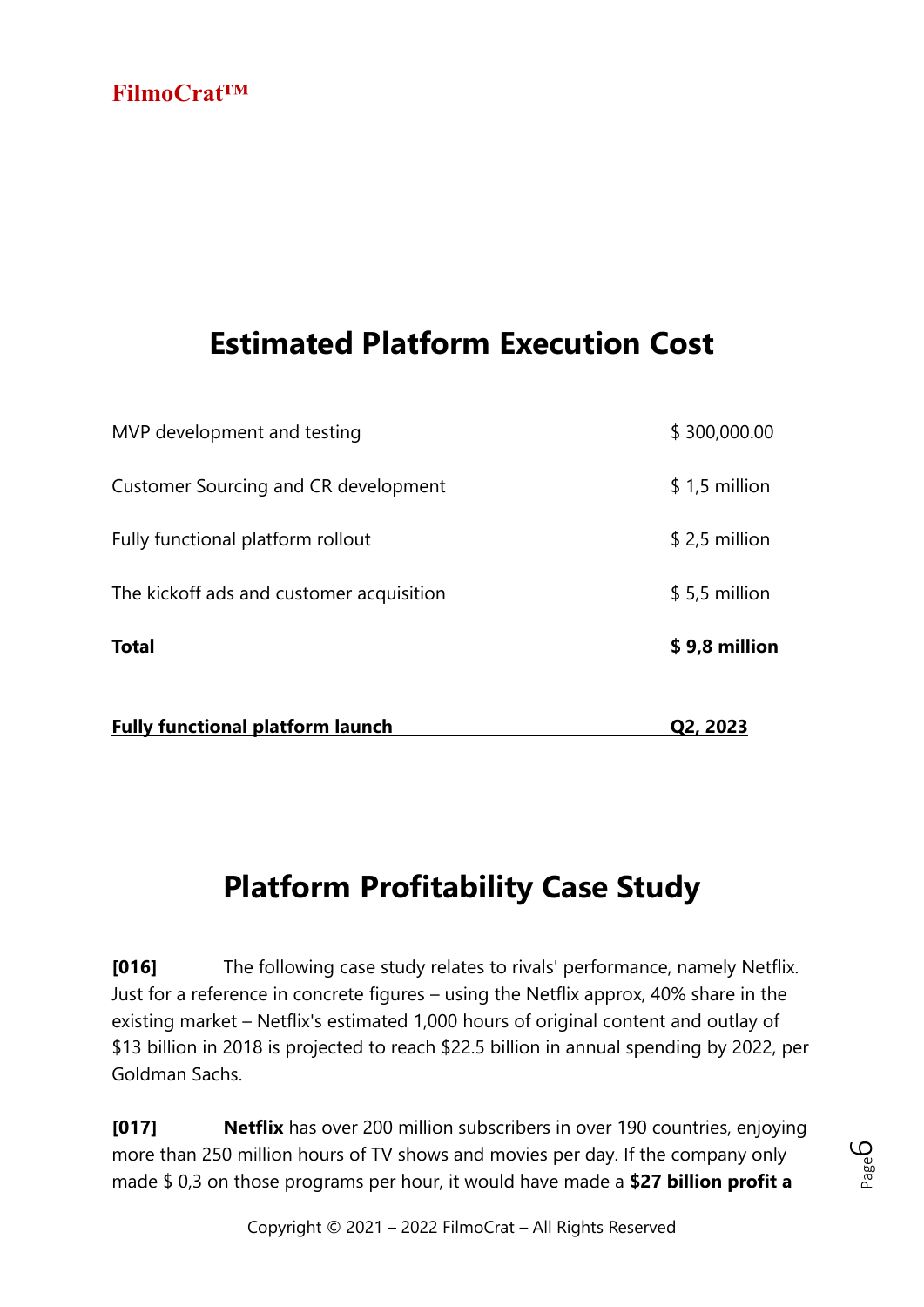## Estimated Platform Execution Cost

| | |
|---|---|
| MVP development and testing | $ 300,000.00 |
| Customer Sourcing and CR development | $ 1,5 million |
| Fully functional platform rollout | $ 2,5 million |
| The kickoff ads and customer acquisition | $ 5,5 million |
| **Total** | **$ 9,8 million** |

**<u>Fully functional platform launch</u>** **<u>Q2, 2023</u>**

## Platform Profitability Case Study

**[016]** The following case study relates to rivals' performance, namely Netflix. Just for a reference in concrete figures – using the Netflix approx, 40% share in the existing market – Netflix's estimated 1,000 hours of original content and outlay of $13 billion in 2018 is projected to reach $22.5 billion in annual spending by 2022, per Goldman Sachs.

**[017]** **Netflix** has over 200 million subscribers in over 190 countries, enjoying more than 250 million hours of TV shows and movies per day. If the company only made $ 0,3 on those programs per hour, it would have made a **$27 billion profit a**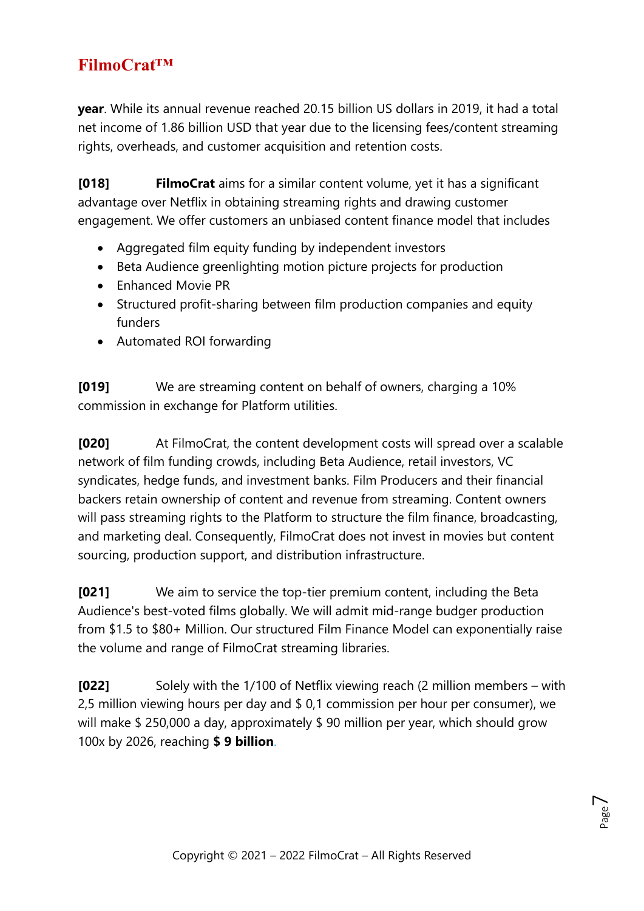**year**. While its annual revenue reached 20.15 billion US dollars in 2019, it had a total net income of 1.86 billion USD that year due to the licensing fees/content streaming rights, overheads, and customer acquisition and retention costs.

**[018]** **FilmoCrat** aims for a similar content volume, yet it has a significant advantage over Netflix in obtaining streaming rights and drawing customer engagement. We offer customers an unbiased content finance model that includes

- Aggregated film equity funding by independent investors
- Beta Audience greenlighting motion picture projects for production
- Enhanced Movie PR
- Structured profit-sharing between film production companies and equity funders
- Automated ROI forwarding

**[019]** We are streaming content on behalf of owners, charging a 10% commission in exchange for Platform utilities.

**[020]** At FilmoCrat, the content development costs will spread over a scalable network of film funding crowds, including Beta Audience, retail investors, VC syndicates, hedge funds, and investment banks. Film Producers and their financial backers retain ownership of content and revenue from streaming. Content owners will pass streaming rights to the Platform to structure the film finance, broadcasting, and marketing deal. Consequently, FilmoCrat does not invest in movies but content sourcing, production support, and distribution infrastructure.

**[021]** We aim to service the top-tier premium content, including the Beta Audience's best-voted films globally. We will admit mid-range budger production from $1.5 to $80+ Million. Our structured Film Finance Model can exponentially raise the volume and range of FilmoCrat streaming libraries.

**[022]** Solely with the 1/100 of Netflix viewing reach (2 million members – with 2,5 million viewing hours per day and $ 0,1 commission per hour per consumer), we will make $ 250,000 a day, approximately $ 90 million per year, which should grow 100x by 2026, reaching **$ 9 billion**.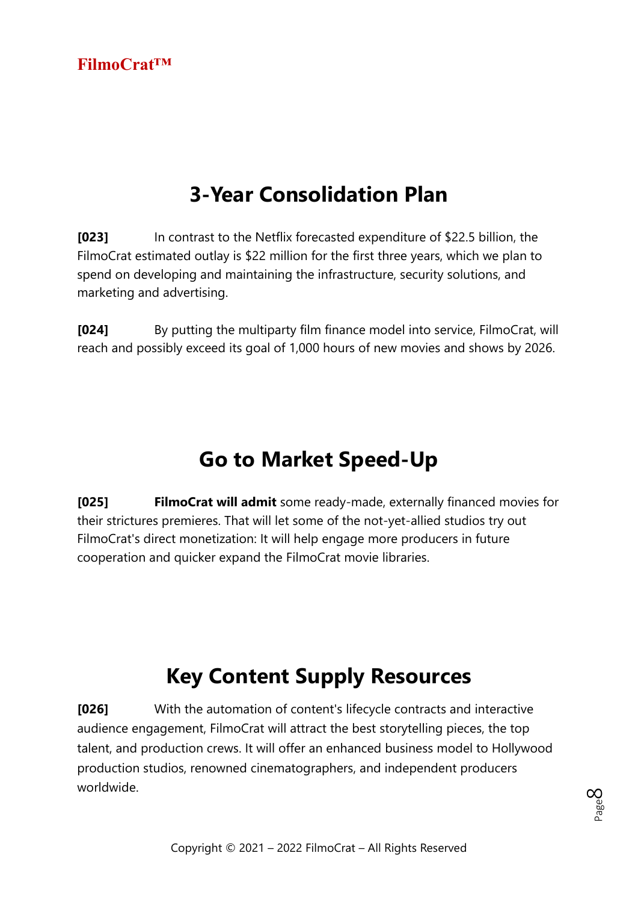# 3-Year Consolidation Plan

**[023]** In contrast to the Netflix forecasted expenditure of $22.5 billion, the FilmoCrat estimated outlay is $22 million for the first three years, which we plan to spend on developing and maintaining the infrastructure, security solutions, and marketing and advertising.

**[024]** By putting the multiparty film finance model into service, FilmoCrat, will reach and possibly exceed its goal of 1,000 hours of new movies and shows by 2026.

# Go to Market Speed-Up

**[025]** **FilmoCrat will admit** some ready-made, externally financed movies for their strictures premieres. That will let some of the not-yet-allied studios try out FilmoCrat's direct monetization: It will help engage more producers in future cooperation and quicker expand the FilmoCrat movie libraries.

# Key Content Supply Resources

**[026]** With the automation of content's lifecycle contracts and interactive audience engagement, FilmoCrat will attract the best storytelling pieces, the top talent, and production crews. It will offer an enhanced business model to Hollywood production studios, renowned cinematographers, and independent producers worldwide.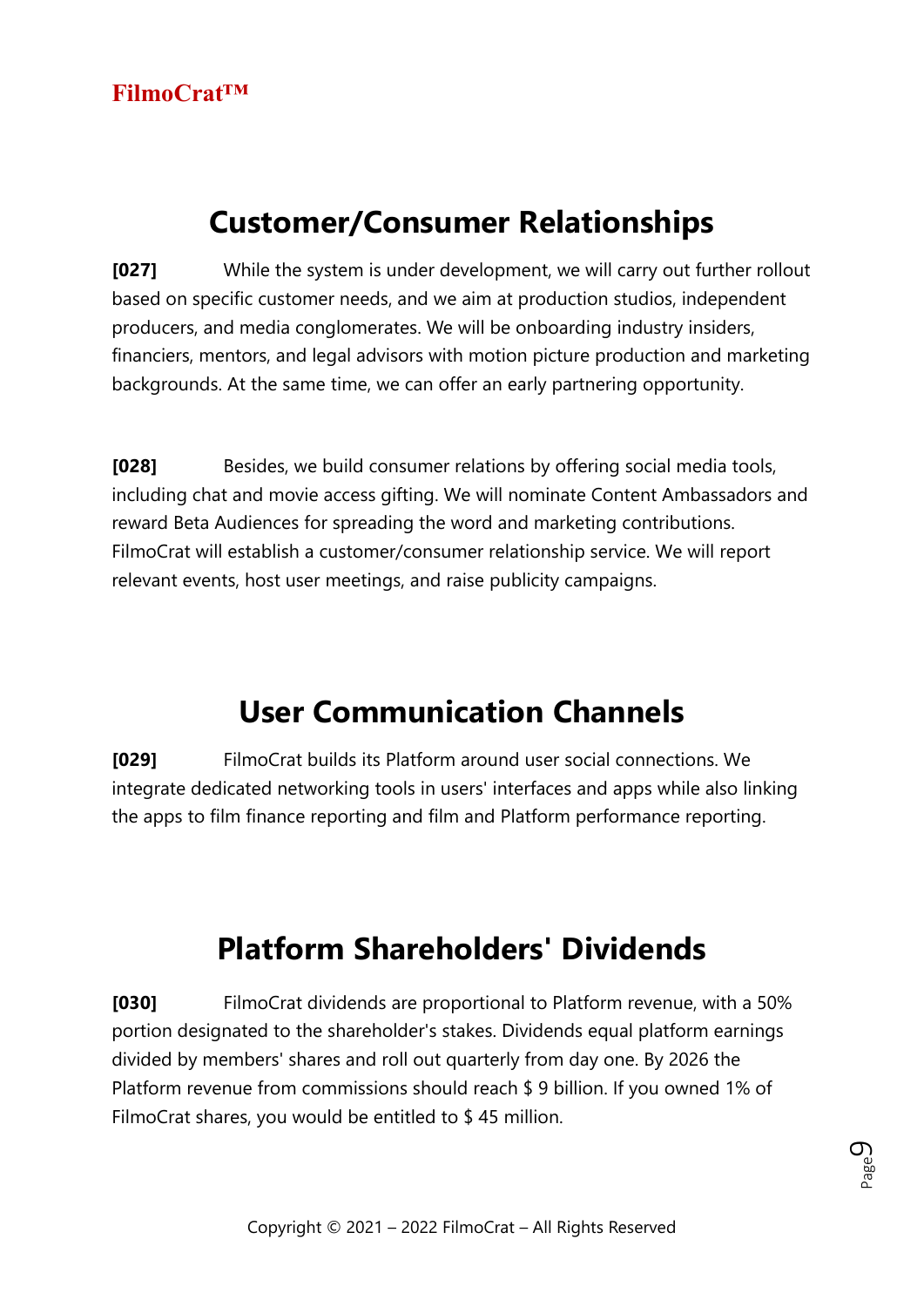## Customer/Consumer Relationships

**[027]** While the system is under development, we will carry out further rollout based on specific customer needs, and we aim at production studios, independent producers, and media conglomerates. We will be onboarding industry insiders, financiers, mentors, and legal advisors with motion picture production and marketing backgrounds. At the same time, we can offer an early partnering opportunity.

**[028]** Besides, we build consumer relations by offering social media tools, including chat and movie access gifting. We will nominate Content Ambassadors and reward Beta Audiences for spreading the word and marketing contributions. FilmoCrat will establish a customer/consumer relationship service. We will report relevant events, host user meetings, and raise publicity campaigns.

## User Communication Channels

**[029]** FilmoCrat builds its Platform around user social connections. We integrate dedicated networking tools in users' interfaces and apps while also linking the apps to film finance reporting and film and Platform performance reporting.

## Platform Shareholders' Dividends

**[030]** FilmoCrat dividends are proportional to Platform revenue, with a 50% portion designated to the shareholder's stakes. Dividends equal platform earnings divided by members' shares and roll out quarterly from day one. By 2026 the Platform revenue from commissions should reach $ 9 billion. If you owned 1% of FilmoCrat shares, you would be entitled to $ 45 million.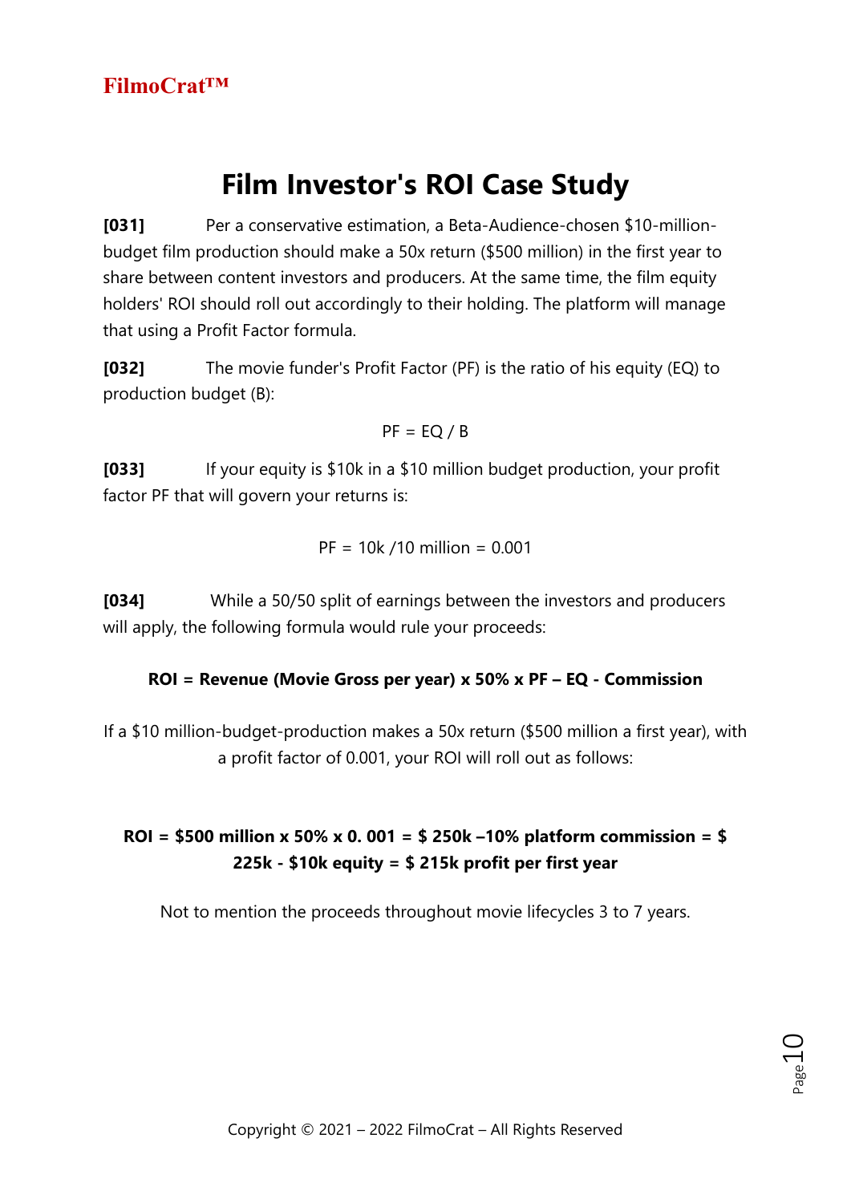FilmoCrat™

# Film Investor's ROI Case Study

**[031]** Per a conservative estimation, a Beta-Audience-chosen $10-million-budget film production should make a 50x return ($500 million) in the first year to share between content investors and producers. At the same time, the film equity holders' ROI should roll out accordingly to their holding. The platform will manage that using a Profit Factor formula.

**[032]** The movie funder's Profit Factor (PF) is the ratio of his equity (EQ) to production budget (B):

$$PF = EQ / B$$

**[033]** If your equity is $10k in a $10 million budget production, your profit factor PF that will govern your returns is:

$$PF = 10k / 10 \text{ million} = 0.001$$

**[034]** While a 50/50 split of earnings between the investors and producers will apply, the following formula would rule your proceeds:

**ROI = Revenue (Movie Gross per year) x 50% x PF – EQ - Commission**

If a $10 million-budget-production makes a 50x return ($500 million a first year), with a profit factor of 0.001, your ROI will roll out as follows:

**ROI = $500 million x 50% x 0. 001 = $ 250k –10% platform commission = $ 225k - $10k equity = $ 215k profit per first year**

Not to mention the proceeds throughout movie lifecycles 3 to 7 years.

Copyright © 2021 – 2022 FilmoCrat – All Rights Reserved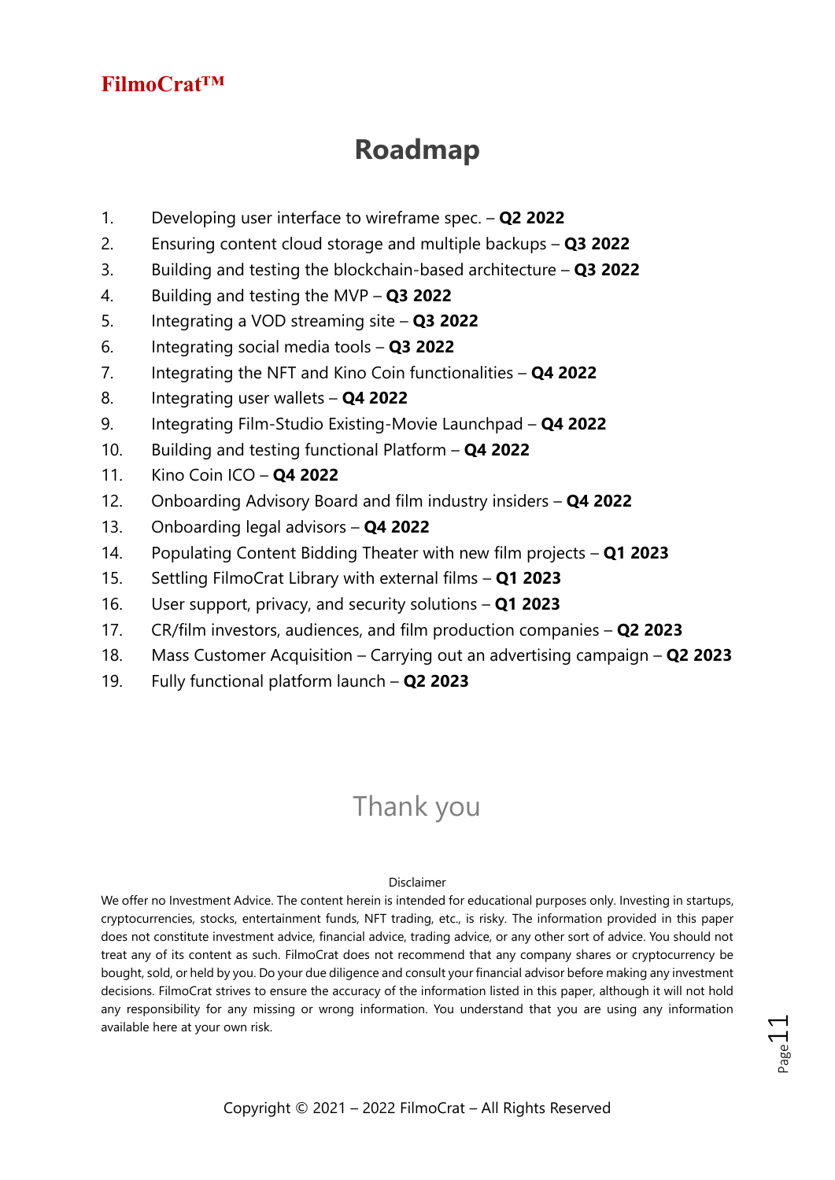# Roadmap

1. Developing user interface to wireframe spec. – **Q2 2022**
2. Ensuring content cloud storage and multiple backups – **Q3 2022**
3. Building and testing the blockchain-based architecture – **Q3 2022**
4. Building and testing the MVP – **Q3 2022**
5. Integrating a VOD streaming site – **Q3 2022**
6. Integrating social media tools – **Q3 2022**
7. Integrating the NFT and Kino Coin functionalities – **Q4 2022**
8. Integrating user wallets – **Q4 2022**
9. Integrating Film-Studio Existing-Movie Launchpad – **Q4 2022**
10. Building and testing functional Platform – **Q4 2022**
11. Kino Coin ICO – **Q4 2022**
12. Onboarding Advisory Board and film industry insiders – **Q4 2022**
13. Onboarding legal advisors – **Q4 2022**
14. Populating Content Bidding Theater with new film projects – **Q1 2023**
15. Settling FilmoCrat Library with external films – **Q1 2023**
16. User support, privacy, and security solutions – **Q1 2023**
17. CR/film investors, audiences, and film production companies – **Q2 2023**
18. Mass Customer Acquisition – Carrying out an advertising campaign – **Q2 2023**
19. Fully functional platform launch – **Q2 2023**

Thank you

Disclaimer

We offer no Investment Advice. The content herein is intended for educational purposes only. Investing in startups, cryptocurrencies, stocks, entertainment funds, NFT trading, etc., is risky. The information provided in this paper does not constitute investment advice, financial advice, trading advice, or any other sort of advice. You should not treat any of its content as such. FilmoCrat does not recommend that any company shares or cryptocurrency be bought, sold, or held by you. Do your due diligence and consult your financial advisor before making any investment decisions. FilmoCrat strives to ensure the accuracy of the information listed in this paper, although it will not hold any responsibility for any missing or wrong information. You understand that you are using any information available here at your own risk.

Copyright © 2021 – 2022 FilmoCrat – All Rights Reserved